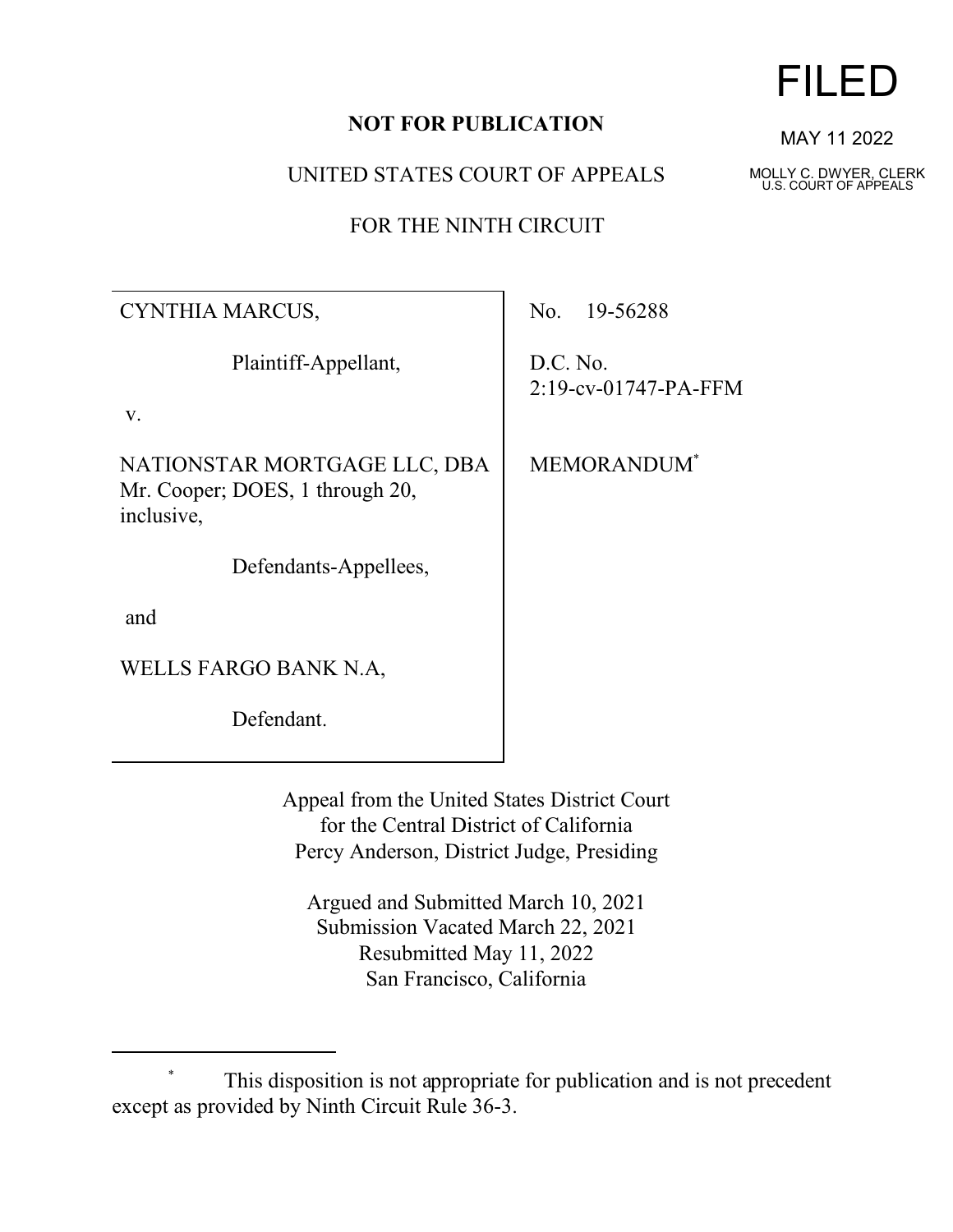FILED

MAY 11 2022

MOLLY C. DWYER, CLERK
U.S. COURT OF APPEALS

**NOT FOR PUBLICATION**

UNITED STATES COURT OF APPEALS

FOR THE NINTH CIRCUIT

| | |
|---|---|
| CYNTHIA MARCUS,<br><br>Plaintiff-Appellant,<br><br>v.<br><br>NATIONSTAR MORTGAGE LLC, DBA Mr. Cooper; DOES, 1 through 20, inclusive,<br><br>Defendants-Appellees,<br><br>and<br><br>WELLS FARGO BANK N.A,<br><br>Defendant. | No. 19-56288<br><br>D.C. No. 2:19-cv-01747-PA-FFM<br><br>MEMORANDUM* |

Appeal from the United States District Court
for the Central District of California
Percy Anderson, District Judge, Presiding

Argued and Submitted March 10, 2021
Submission Vacated March 22, 2021
Resubmitted May 11, 2022
San Francisco, California

---

\* This disposition is not appropriate for publication and is not precedent except as provided by Ninth Circuit Rule 36-3.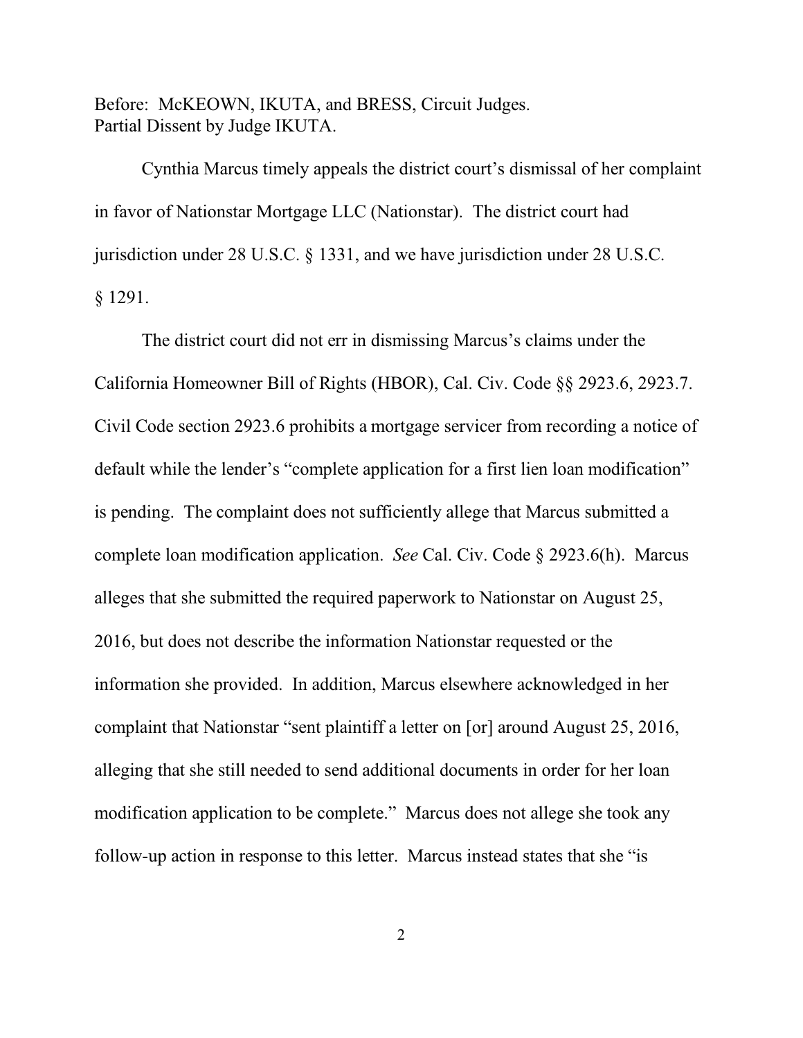Before: McKEOWN, IKUTA, and BRESS, Circuit Judges.
Partial Dissent by Judge IKUTA.

Cynthia Marcus timely appeals the district court's dismissal of her complaint in favor of Nationstar Mortgage LLC (Nationstar). The district court had jurisdiction under 28 U.S.C. § 1331, and we have jurisdiction under 28 U.S.C. § 1291.

The district court did not err in dismissing Marcus's claims under the California Homeowner Bill of Rights (HBOR), Cal. Civ. Code §§ 2923.6, 2923.7. Civil Code section 2923.6 prohibits a mortgage servicer from recording a notice of default while the lender's "complete application for a first lien loan modification" is pending. The complaint does not sufficiently allege that Marcus submitted a complete loan modification application. *See* Cal. Civ. Code § 2923.6(h). Marcus alleges that she submitted the required paperwork to Nationstar on August 25, 2016, but does not describe the information Nationstar requested or the information she provided. In addition, Marcus elsewhere acknowledged in her complaint that Nationstar "sent plaintiff a letter on [or] around August 25, 2016, alleging that she still needed to send additional documents in order for her loan modification application to be complete." Marcus does not allege she took any follow-up action in response to this letter. Marcus instead states that she "is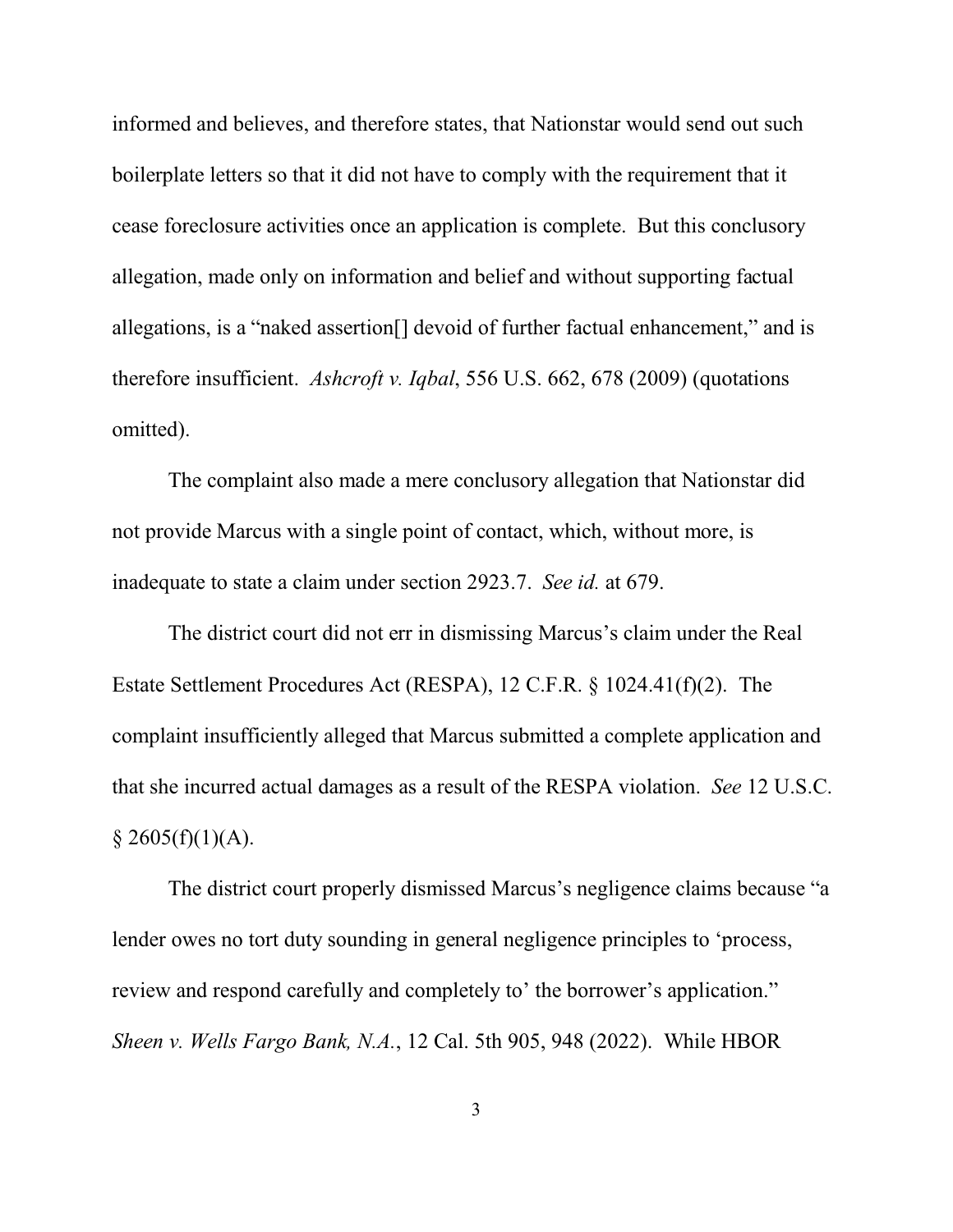informed and believes, and therefore states, that Nationstar would send out such boilerplate letters so that it did not have to comply with the requirement that it cease foreclosure activities once an application is complete. But this conclusory allegation, made only on information and belief and without supporting factual allegations, is a "naked assertion[] devoid of further factual enhancement," and is therefore insufficient. *Ashcroft v. Iqbal*, 556 U.S. 662, 678 (2009) (quotations omitted).

The complaint also made a mere conclusory allegation that Nationstar did not provide Marcus with a single point of contact, which, without more, is inadequate to state a claim under section 2923.7. *See id.* at 679.

The district court did not err in dismissing Marcus's claim under the Real Estate Settlement Procedures Act (RESPA), 12 C.F.R. § 1024.41(f)(2). The complaint insufficiently alleged that Marcus submitted a complete application and that she incurred actual damages as a result of the RESPA violation. *See* 12 U.S.C. § 2605(f)(1)(A).

The district court properly dismissed Marcus's negligence claims because "a lender owes no tort duty sounding in general negligence principles to 'process, review and respond carefully and completely to' the borrower's application." *Sheen v. Wells Fargo Bank, N.A.*, 12 Cal. 5th 905, 948 (2022). While HBOR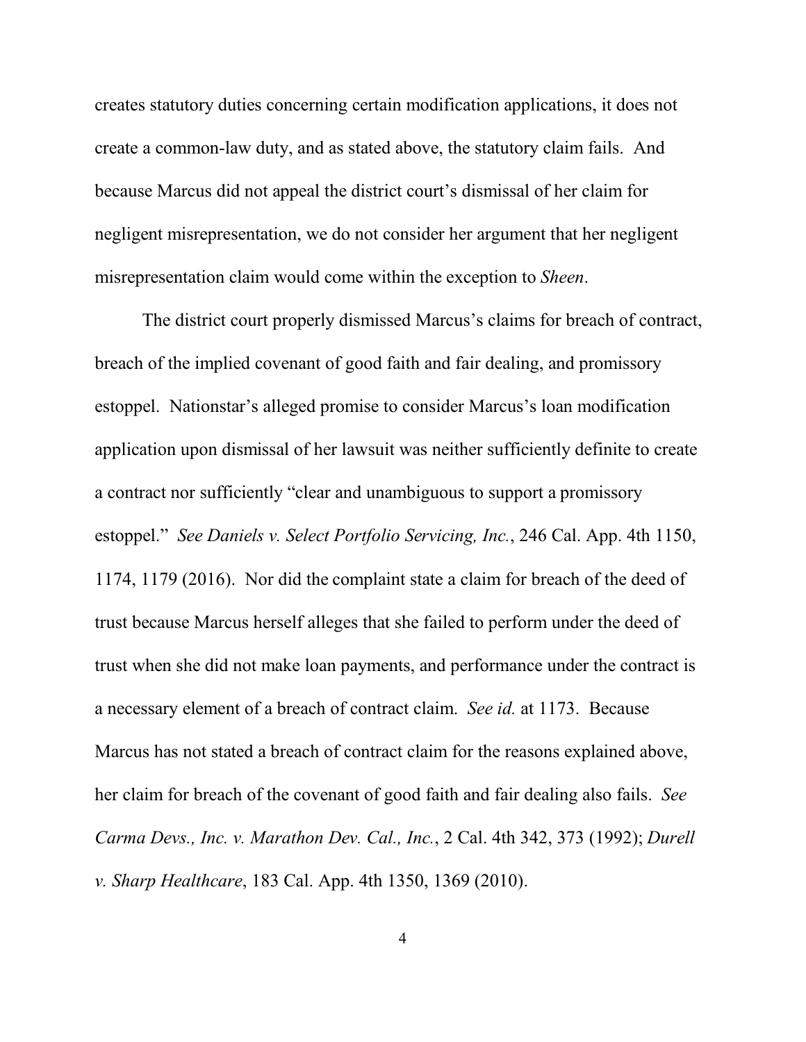creates statutory duties concerning certain modification applications, it does not create a common-law duty, and as stated above, the statutory claim fails. And because Marcus did not appeal the district court's dismissal of her claim for negligent misrepresentation, we do not consider her argument that her negligent misrepresentation claim would come within the exception to *Sheen*.

The district court properly dismissed Marcus's claims for breach of contract, breach of the implied covenant of good faith and fair dealing, and promissory estoppel. Nationstar's alleged promise to consider Marcus's loan modification application upon dismissal of her lawsuit was neither sufficiently definite to create a contract nor sufficiently "clear and unambiguous to support a promissory estoppel." *See Daniels v. Select Portfolio Servicing, Inc.*, 246 Cal. App. 4th 1150, 1174, 1179 (2016). Nor did the complaint state a claim for breach of the deed of trust because Marcus herself alleges that she failed to perform under the deed of trust when she did not make loan payments, and performance under the contract is a necessary element of a breach of contract claim. *See id.* at 1173. Because Marcus has not stated a breach of contract claim for the reasons explained above, her claim for breach of the covenant of good faith and fair dealing also fails. *See Carma Devs., Inc. v. Marathon Dev. Cal., Inc.*, 2 Cal. 4th 342, 373 (1992); *Durell v. Sharp Healthcare*, 183 Cal. App. 4th 1350, 1369 (2010).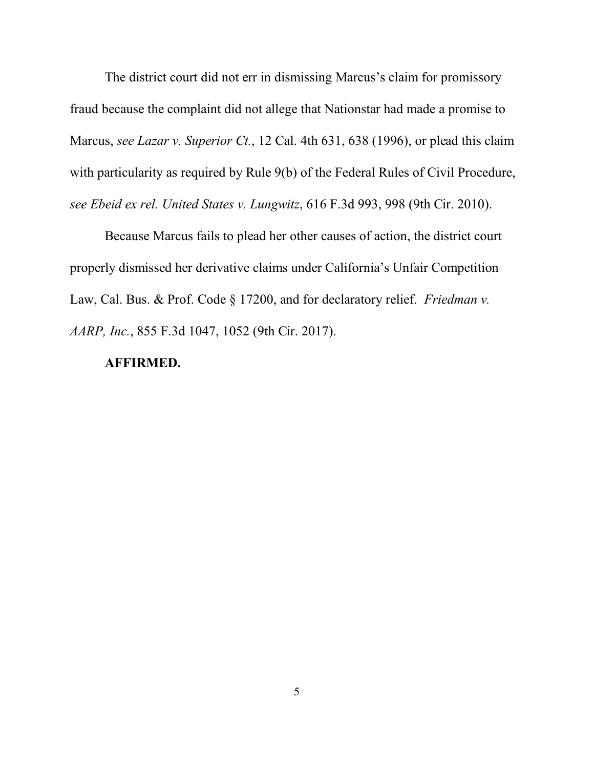The district court did not err in dismissing Marcus's claim for promissory fraud because the complaint did not allege that Nationstar had made a promise to Marcus, *see Lazar v. Superior Ct.*, 12 Cal. 4th 631, 638 (1996), or plead this claim with particularity as required by Rule 9(b) of the Federal Rules of Civil Procedure, *see Ebeid ex rel. United States v. Lungwitz*, 616 F.3d 993, 998 (9th Cir. 2010).

Because Marcus fails to plead her other causes of action, the district court properly dismissed her derivative claims under California's Unfair Competition Law, Cal. Bus. & Prof. Code § 17200, and for declaratory relief. *Friedman v. AARP, Inc.*, 855 F.3d 1047, 1052 (9th Cir. 2017).

**AFFIRMED.**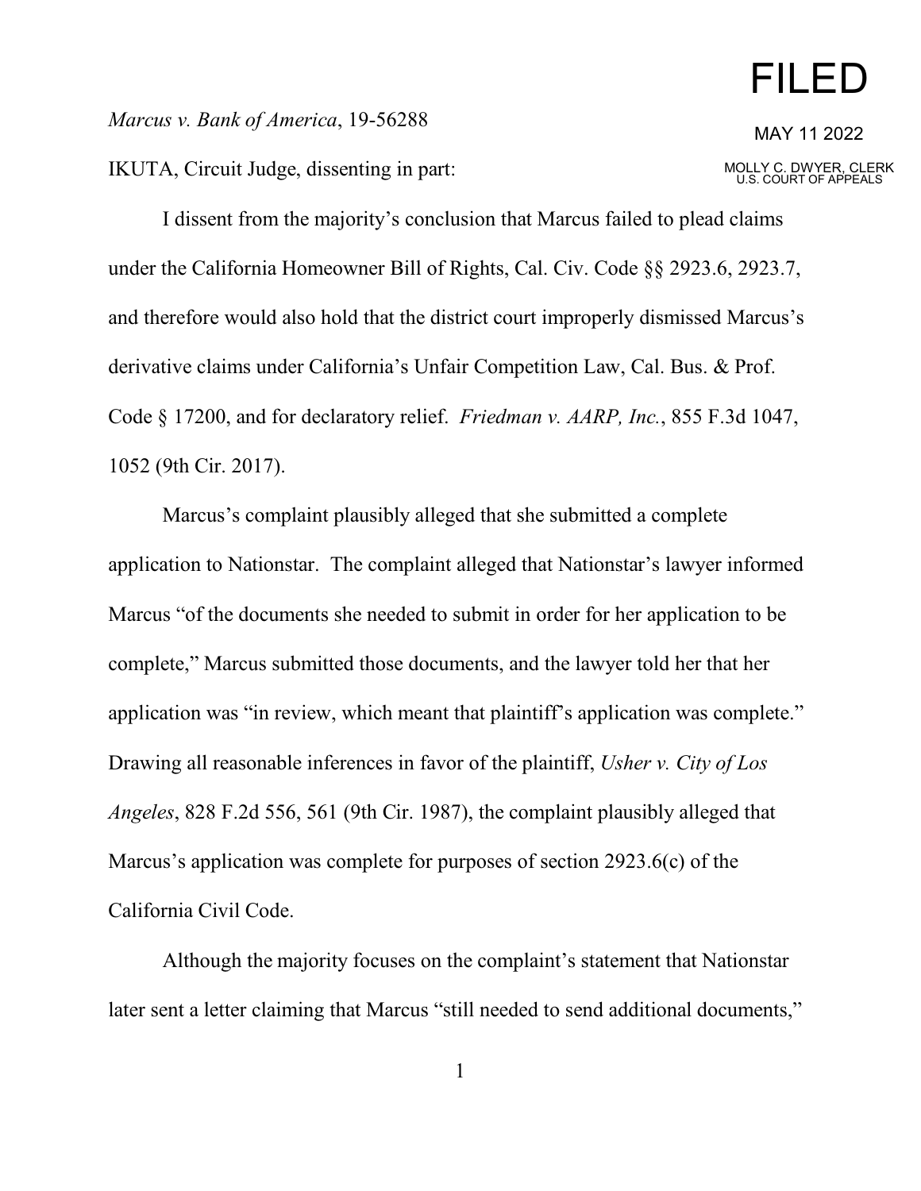# FILED

MAY 11 2022

MOLLY C. DWYER, CLERK
U.S. COURT OF APPEALS

*Marcus v. Bank of America*, 19-56288

IKUTA, Circuit Judge, dissenting in part:

I dissent from the majority's conclusion that Marcus failed to plead claims under the California Homeowner Bill of Rights, Cal. Civ. Code §§ 2923.6, 2923.7, and therefore would also hold that the district court improperly dismissed Marcus's derivative claims under California's Unfair Competition Law, Cal. Bus. & Prof. Code § 17200, and for declaratory relief. *Friedman v. AARP, Inc.*, 855 F.3d 1047, 1052 (9th Cir. 2017).

Marcus's complaint plausibly alleged that she submitted a complete application to Nationstar. The complaint alleged that Nationstar's lawyer informed Marcus "of the documents she needed to submit in order for her application to be complete," Marcus submitted those documents, and the lawyer told her that her application was "in review, which meant that plaintiff's application was complete." Drawing all reasonable inferences in favor of the plaintiff, *Usher v. City of Los Angeles*, 828 F.2d 556, 561 (9th Cir. 1987), the complaint plausibly alleged that Marcus's application was complete for purposes of section 2923.6(c) of the California Civil Code.

Although the majority focuses on the complaint's statement that Nationstar later sent a letter claiming that Marcus "still needed to send additional documents,"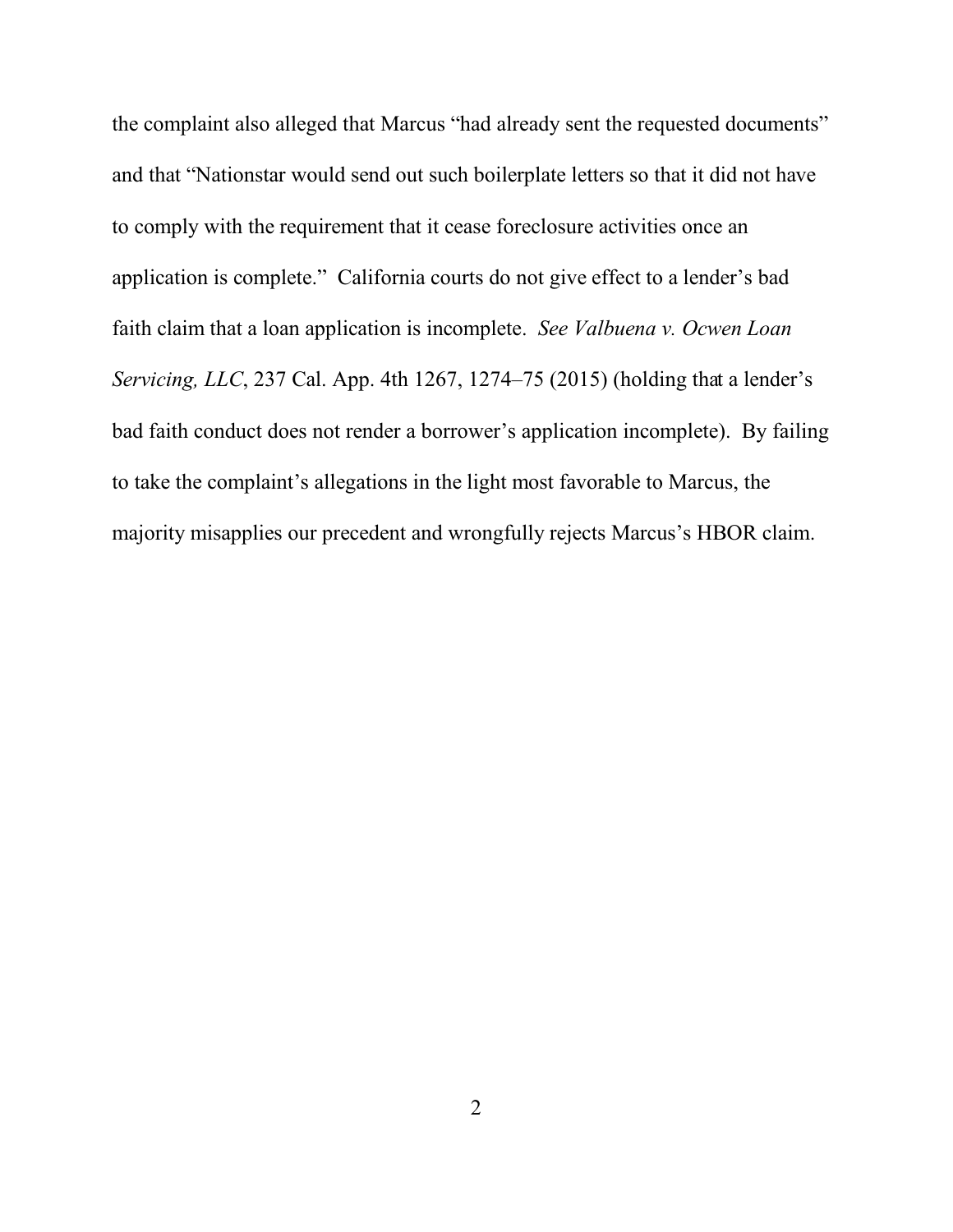the complaint also alleged that Marcus "had already sent the requested documents" and that "Nationstar would send out such boilerplate letters so that it did not have to comply with the requirement that it cease foreclosure activities once an application is complete." California courts do not give effect to a lender's bad faith claim that a loan application is incomplete. *See Valbuena v. Ocwen Loan Servicing, LLC*, 237 Cal. App. 4th 1267, 1274–75 (2015) (holding that a lender's bad faith conduct does not render a borrower's application incomplete). By failing to take the complaint's allegations in the light most favorable to Marcus, the majority misapplies our precedent and wrongfully rejects Marcus's HBOR claim.